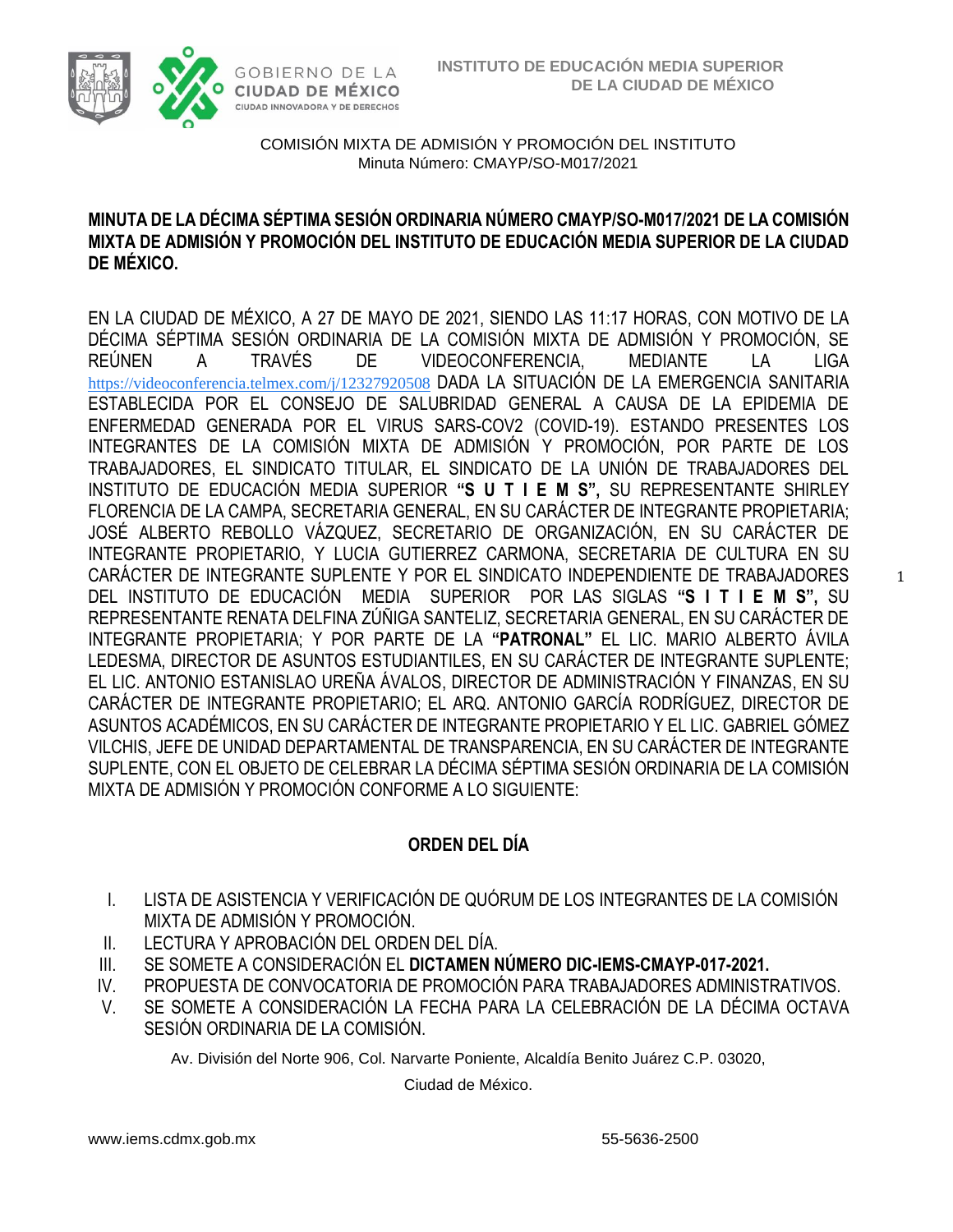COMISIÓN MIXTA DE ADMISIÓN Y PROMOCIÓN DEL INSTITUTO
Minuta Número: CMAYP/SO-M017/2021

**MINUTA DE LA DÉCIMA SÉPTIMA SESIÓN ORDINARIA NÚMERO CMAYP/SO-M017/2021 DE LA COMISIÓN MIXTA DE ADMISIÓN Y PROMOCIÓN DEL INSTITUTO DE EDUCACIÓN MEDIA SUPERIOR DE LA CIUDAD DE MÉXICO.**

EN LA CIUDAD DE MÉXICO, A 27 DE MAYO DE 2021, SIENDO LAS 11:17 HORAS, CON MOTIVO DE LA DÉCIMA SÉPTIMA SESIÓN ORDINARIA DE LA COMISIÓN MIXTA DE ADMISIÓN Y PROMOCIÓN, SE REÚNEN A TRAVÉS DE VIDEOCONFERENCIA, MEDIANTE LA LIGA https://videoconferencia.telmex.com/j/12327920508 DADA LA SITUACIÓN DE LA EMERGENCIA SANITARIA ESTABLECIDA POR EL CONSEJO DE SALUBRIDAD GENERAL A CAUSA DE LA EPIDEMIA DE ENFERMEDAD GENERADA POR EL VIRUS SARS-COV2 (COVID-19). ESTANDO PRESENTES LOS INTEGRANTES DE LA COMISIÓN MIXTA DE ADMISIÓN Y PROMOCIÓN, POR PARTE DE LOS TRABAJADORES, EL SINDICATO TITULAR, EL SINDICATO DE LA UNIÓN DE TRABAJADORES DEL INSTITUTO DE EDUCACIÓN MEDIA SUPERIOR **"S U T I E M S",** SU REPRESENTANTE SHIRLEY FLORENCIA DE LA CAMPA, SECRETARIA GENERAL, EN SU CARÁCTER DE INTEGRANTE PROPIETARIA; JOSÉ ALBERTO REBOLLO VÁZQUEZ, SECRETARIO DE ORGANIZACIÓN, EN SU CARÁCTER DE INTEGRANTE PROPIETARIO, Y LUCIA GUTIERREZ CARMONA, SECRETARIA DE CULTURA EN SU CARÁCTER DE INTEGRANTE SUPLENTE Y POR EL SINDICATO INDEPENDIENTE DE TRABAJADORES DEL INSTITUTO DE EDUCACIÓN MEDIA SUPERIOR POR LAS SIGLAS **"S I T I E M S",** SU REPRESENTANTE RENATA DELFINA ZÚÑIGA SANTELIZ, SECRETARIA GENERAL, EN SU CARÁCTER DE INTEGRANTE PROPIETARIA; Y POR PARTE DE LA **"PATRONAL"** EL LIC. MARIO ALBERTO ÁVILA LEDESMA, DIRECTOR DE ASUNTOS ESTUDIANTILES, EN SU CARÁCTER DE INTEGRANTE SUPLENTE; EL LIC. ANTONIO ESTANISLAO UREÑA ÁVALOS, DIRECTOR DE ADMINISTRACIÓN Y FINANZAS, EN SU CARÁCTER DE INTEGRANTE PROPIETARIO; EL ARQ. ANTONIO GARCÍA RODRÍGUEZ, DIRECTOR DE ASUNTOS ACADÉMICOS, EN SU CARÁCTER DE INTEGRANTE PROPIETARIO Y EL LIC. GABRIEL GÓMEZ VILCHIS, JEFE DE UNIDAD DEPARTAMENTAL DE TRANSPARENCIA, EN SU CARÁCTER DE INTEGRANTE SUPLENTE, CON EL OBJETO DE CELEBRAR LA DÉCIMA SÉPTIMA SESIÓN ORDINARIA DE LA COMISIÓN MIXTA DE ADMISIÓN Y PROMOCIÓN CONFORME A LO SIGUIENTE:

## ORDEN DEL DÍA

I. LISTA DE ASISTENCIA Y VERIFICACIÓN DE QUÓRUM DE LOS INTEGRANTES DE LA COMISIÓN MIXTA DE ADMISIÓN Y PROMOCIÓN.
II. LECTURA Y APROBACIÓN DEL ORDEN DEL DÍA.
III. SE SOMETE A CONSIDERACIÓN EL **DICTAMEN NÚMERO DIC-IEMS-CMAYP-017-2021.**
IV. PROPUESTA DE CONVOCATORIA DE PROMOCIÓN PARA TRABAJADORES ADMINISTRATIVOS.
V. SE SOMETE A CONSIDERACIÓN LA FECHA PARA LA CELEBRACIÓN DE LA DÉCIMA OCTAVA SESIÓN ORDINARIA DE LA COMISIÓN.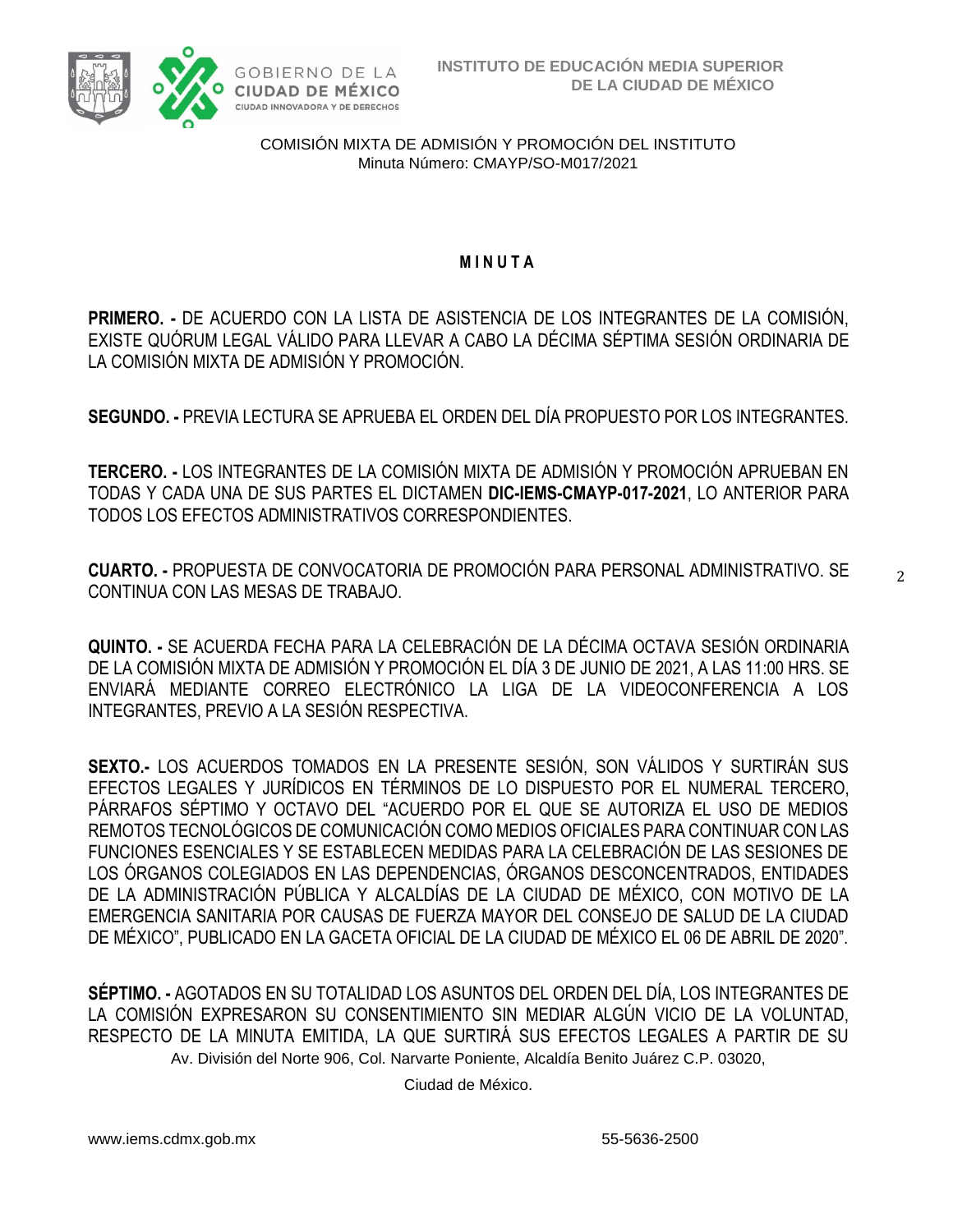COMISIÓN MIXTA DE ADMISIÓN Y PROMOCIÓN DEL INSTITUTO
Minuta Número: CMAYP/SO-M017/2021

# M I N U T A

**PRIMERO. -** DE ACUERDO CON LA LISTA DE ASISTENCIA DE LOS INTEGRANTES DE LA COMISIÓN, EXISTE QUÓRUM LEGAL VÁLIDO PARA LLEVAR A CABO LA DÉCIMA SÉPTIMA SESIÓN ORDINARIA DE LA COMISIÓN MIXTA DE ADMISIÓN Y PROMOCIÓN.

**SEGUNDO. -** PREVIA LECTURA SE APRUEBA EL ORDEN DEL DÍA PROPUESTO POR LOS INTEGRANTES.

**TERCERO. -** LOS INTEGRANTES DE LA COMISIÓN MIXTA DE ADMISIÓN Y PROMOCIÓN APRUEBAN EN TODAS Y CADA UNA DE SUS PARTES EL DICTAMEN **DIC-IEMS-CMAYP-017-2021**, LO ANTERIOR PARA TODOS LOS EFECTOS ADMINISTRATIVOS CORRESPONDIENTES.

**CUARTO. -** PROPUESTA DE CONVOCATORIA DE PROMOCIÓN PARA PERSONAL ADMINISTRATIVO. SE CONTINUA CON LAS MESAS DE TRABAJO.

**QUINTO. -** SE ACUERDA FECHA PARA LA CELEBRACIÓN DE LA DÉCIMA OCTAVA SESIÓN ORDINARIA DE LA COMISIÓN MIXTA DE ADMISIÓN Y PROMOCIÓN EL DÍA 3 DE JUNIO DE 2021, A LAS 11:00 HRS. SE ENVIARÁ MEDIANTE CORREO ELECTRÓNICO LA LIGA DE LA VIDEOCONFERENCIA A LOS INTEGRANTES, PREVIO A LA SESIÓN RESPECTIVA.

**SEXTO.-** LOS ACUERDOS TOMADOS EN LA PRESENTE SESIÓN, SON VÁLIDOS Y SURTIRÁN SUS EFECTOS LEGALES Y JURÍDICOS EN TÉRMINOS DE LO DISPUESTO POR EL NUMERAL TERCERO, PÁRRAFOS SÉPTIMO Y OCTAVO DEL "ACUERDO POR EL QUE SE AUTORIZA EL USO DE MEDIOS REMOTOS TECNOLÓGICOS DE COMUNICACIÓN COMO MEDIOS OFICIALES PARA CONTINUAR CON LAS FUNCIONES ESENCIALES Y SE ESTABLECEN MEDIDAS PARA LA CELEBRACIÓN DE LAS SESIONES DE LOS ÓRGANOS COLEGIADOS EN LAS DEPENDENCIAS, ÓRGANOS DESCONCENTRADOS, ENTIDADES DE LA ADMINISTRACIÓN PÚBLICA Y ALCALDÍAS DE LA CIUDAD DE MÉXICO, CON MOTIVO DE LA EMERGENCIA SANITARIA POR CAUSAS DE FUERZA MAYOR DEL CONSEJO DE SALUD DE LA CIUDAD DE MÉXICO", PUBLICADO EN LA GACETA OFICIAL DE LA CIUDAD DE MÉXICO EL 06 DE ABRIL DE 2020".

**SÉPTIMO. -** AGOTADOS EN SU TOTALIDAD LOS ASUNTOS DEL ORDEN DEL DÍA, LOS INTEGRANTES DE LA COMISIÓN EXPRESARON SU CONSENTIMIENTO SIN MEDIAR ALGÚN VICIO DE LA VOLUNTAD, RESPECTO DE LA MINUTA EMITIDA, LA QUE SURTIRÁ SUS EFECTOS LEGALES A PARTIR DE SU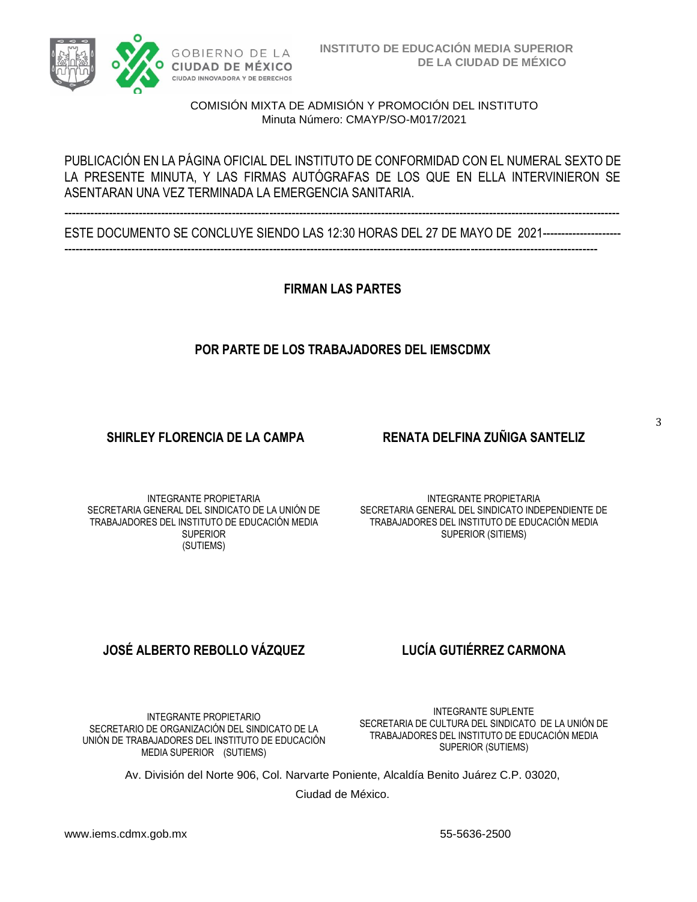COMISIÓN MIXTA DE ADMISIÓN Y PROMOCIÓN DEL INSTITUTO
Minuta Número: CMAYP/SO-M017/2021

PUBLICACIÓN EN LA PÁGINA OFICIAL DEL INSTITUTO DE CONFORMIDAD CON EL NUMERAL SEXTO DE LA PRESENTE MINUTA, Y LAS FIRMAS AUTÓGRAFAS DE LOS QUE EN ELLA INTERVINIERON SE ASENTARAN UNA VEZ TERMINADA LA EMERGENCIA SANITARIA.

--------------------------------------------------------------------------------------------------------------------------------------------

ESTE DOCUMENTO SE CONCLUYE SIENDO LAS 12:30 HORAS DEL 27 DE MAYO DE 2021---------------------
--------------------------------------------------------------------------------------------------------------------------------------

**FIRMAN LAS PARTES**

**POR PARTE DE LOS TRABAJADORES DEL IEMSCDMX**

**SHIRLEY FLORENCIA DE LA CAMPA**

INTEGRANTE PROPIETARIA
SECRETARIA GENERAL DEL SINDICATO DE LA UNIÓN DE TRABAJADORES DEL INSTITUTO DE EDUCACIÓN MEDIA SUPERIOR
(SUTIEMS)

**RENATA DELFINA ZUÑIGA SANTELIZ**

INTEGRANTE PROPIETARIA
SECRETARIA GENERAL DEL SINDICATO INDEPENDIENTE DE TRABAJADORES DEL INSTITUTO DE EDUCACIÓN MEDIA SUPERIOR (SITIEMS)

**JOSÉ ALBERTO REBOLLO VÁZQUEZ**

INTEGRANTE PROPIETARIO
SECRETARIO DE ORGANIZACIÓN DEL SINDICATO DE LA UNIÓN DE TRABAJADORES DEL INSTITUTO DE EDUCACIÓN MEDIA SUPERIOR (SUTIEMS)

**LUCÍA GUTIÉRREZ CARMONA**

INTEGRANTE SUPLENTE
SECRETARIA DE CULTURA DEL SINDICATO DE LA UNIÓN DE TRABAJADORES DEL INSTITUTO DE EDUCACIÓN MEDIA SUPERIOR (SUTIEMS)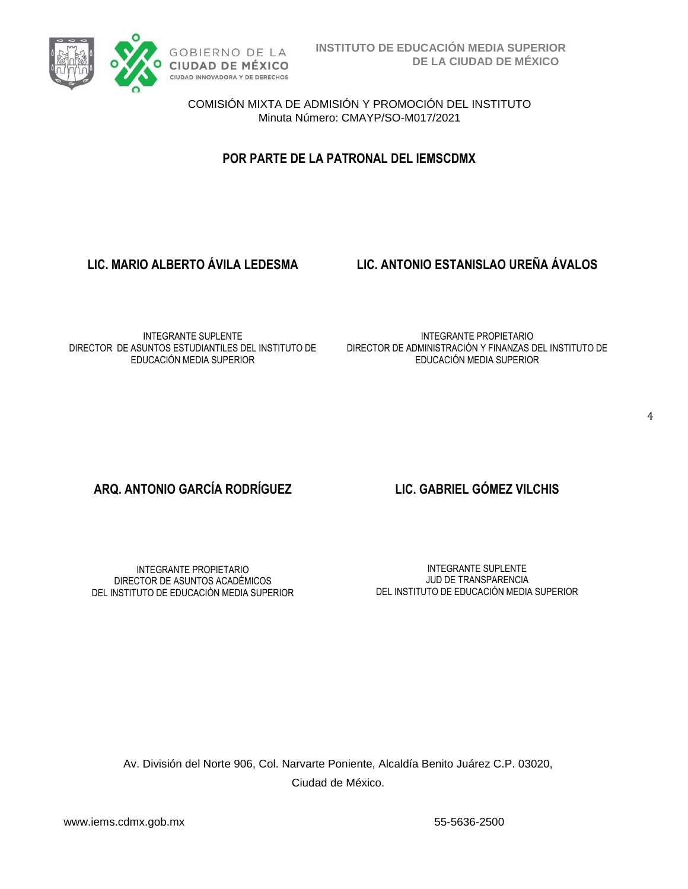COMISIÓN MIXTA DE ADMISIÓN Y PROMOCIÓN DEL INSTITUTO
Minuta Número: CMAYP/SO-M017/2021

## POR PARTE DE LA PATRONAL DEL IEMSCDMX

**LIC. MARIO ALBERTO ÁVILA LEDESMA**

INTEGRANTE SUPLENTE
DIRECTOR DE ASUNTOS ESTUDIANTILES DEL INSTITUTO DE EDUCACIÓN MEDIA SUPERIOR

**LIC. ANTONIO ESTANISLAO UREÑA ÁVALOS**

INTEGRANTE PROPIETARIO
DIRECTOR DE ADMINISTRACIÓN Y FINANZAS DEL INSTITUTO DE EDUCACIÓN MEDIA SUPERIOR

**ARQ. ANTONIO GARCÍA RODRÍGUEZ**

INTEGRANTE PROPIETARIO
DIRECTOR DE ASUNTOS ACADÉMICOS
DEL INSTITUTO DE EDUCACIÓN MEDIA SUPERIOR

**LIC. GABRIEL GÓMEZ VILCHIS**

INTEGRANTE SUPLENTE
JUD DE TRANSPARENCIA
DEL INSTITUTO DE EDUCACIÓN MEDIA SUPERIOR